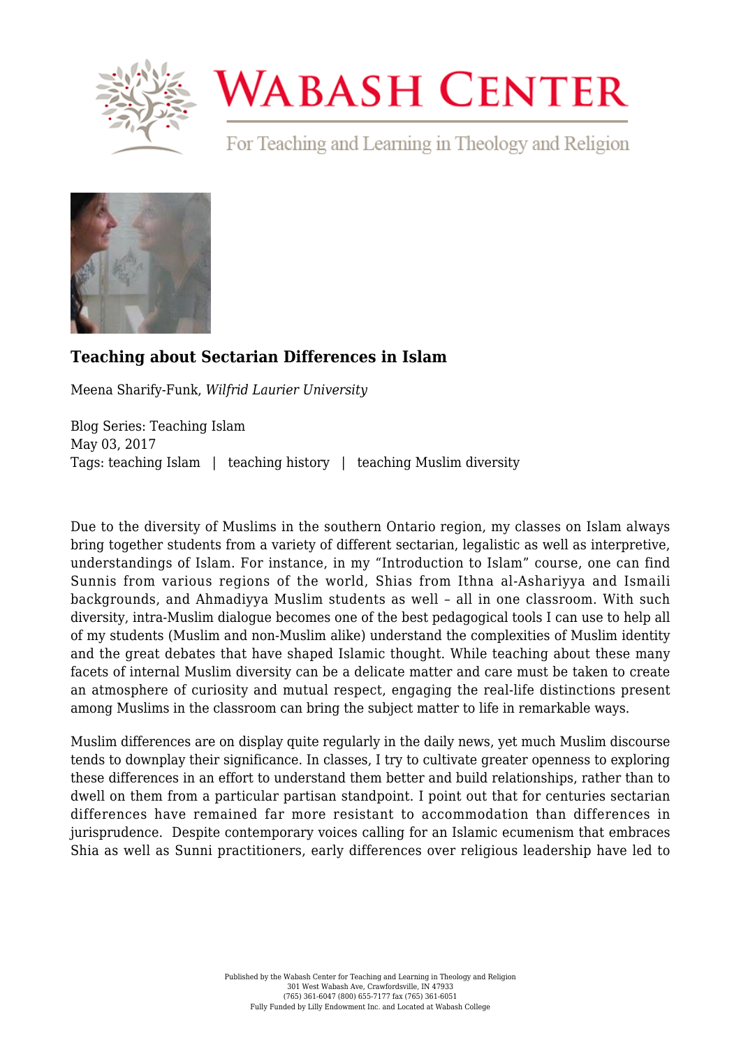# Teaching about Sectarian Differences in Islam

Meena Sharify-Funk, *Wilfrid Laurier University*

Blog Series: Teaching Islam
May 03, 2017
Tags: teaching Islam | teaching history | teaching Muslim diversity

Due to the diversity of Muslims in the southern Ontario region, my classes on Islam always bring together students from a variety of different sectarian, legalistic as well as interpretive, understandings of Islam. For instance, in my "Introduction to Islam" course, one can find Sunnis from various regions of the world, Shias from Ithna al-Ashariyya and Ismaili backgrounds, and Ahmadiyya Muslim students as well – all in one classroom. With such diversity, intra-Muslim dialogue becomes one of the best pedagogical tools I can use to help all of my students (Muslim and non-Muslim alike) understand the complexities of Muslim identity and the great debates that have shaped Islamic thought. While teaching about these many facets of internal Muslim diversity can be a delicate matter and care must be taken to create an atmosphere of curiosity and mutual respect, engaging the real-life distinctions present among Muslims in the classroom can bring the subject matter to life in remarkable ways.

Muslim differences are on display quite regularly in the daily news, yet much Muslim discourse tends to downplay their significance. In classes, I try to cultivate greater openness to exploring these differences in an effort to understand them better and build relationships, rather than to dwell on them from a particular partisan standpoint. I point out that for centuries sectarian differences have remained far more resistant to accommodation than differences in jurisprudence. Despite contemporary voices calling for an Islamic ecumenism that embraces Shia as well as Sunni practitioners, early differences over religious leadership have led to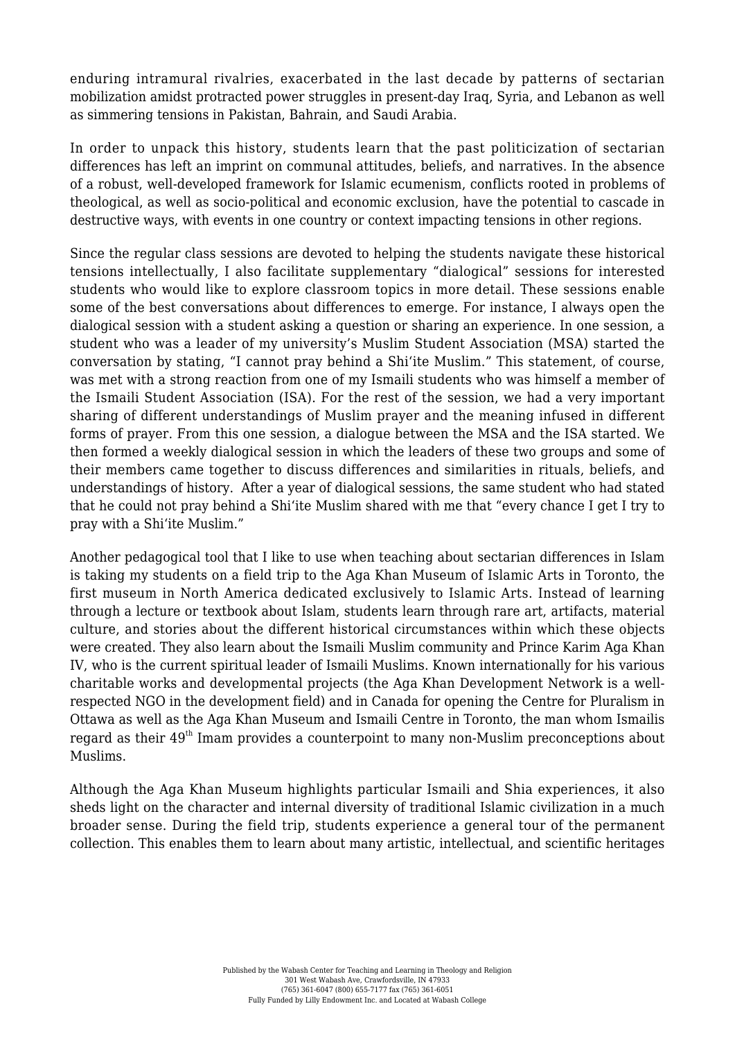enduring intramural rivalries, exacerbated in the last decade by patterns of sectarian mobilization amidst protracted power struggles in present-day Iraq, Syria, and Lebanon as well as simmering tensions in Pakistan, Bahrain, and Saudi Arabia.

In order to unpack this history, students learn that the past politicization of sectarian differences has left an imprint on communal attitudes, beliefs, and narratives. In the absence of a robust, well-developed framework for Islamic ecumenism, conflicts rooted in problems of theological, as well as socio-political and economic exclusion, have the potential to cascade in destructive ways, with events in one country or context impacting tensions in other regions.

Since the regular class sessions are devoted to helping the students navigate these historical tensions intellectually, I also facilitate supplementary "dialogical" sessions for interested students who would like to explore classroom topics in more detail. These sessions enable some of the best conversations about differences to emerge. For instance, I always open the dialogical session with a student asking a question or sharing an experience. In one session, a student who was a leader of my university's Muslim Student Association (MSA) started the conversation by stating, "I cannot pray behind a Shi'ite Muslim." This statement, of course, was met with a strong reaction from one of my Ismaili students who was himself a member of the Ismaili Student Association (ISA). For the rest of the session, we had a very important sharing of different understandings of Muslim prayer and the meaning infused in different forms of prayer. From this one session, a dialogue between the MSA and the ISA started. We then formed a weekly dialogical session in which the leaders of these two groups and some of their members came together to discuss differences and similarities in rituals, beliefs, and understandings of history. After a year of dialogical sessions, the same student who had stated that he could not pray behind a Shi'ite Muslim shared with me that "every chance I get I try to pray with a Shi'ite Muslim."

Another pedagogical tool that I like to use when teaching about sectarian differences in Islam is taking my students on a field trip to the Aga Khan Museum of Islamic Arts in Toronto, the first museum in North America dedicated exclusively to Islamic Arts. Instead of learning through a lecture or textbook about Islam, students learn through rare art, artifacts, material culture, and stories about the different historical circumstances within which these objects were created. They also learn about the Ismaili Muslim community and Prince Karim Aga Khan IV, who is the current spiritual leader of Ismaili Muslims. Known internationally for his various charitable works and developmental projects (the Aga Khan Development Network is a well-respected NGO in the development field) and in Canada for opening the Centre for Pluralism in Ottawa as well as the Aga Khan Museum and Ismaili Centre in Toronto, the man whom Ismailis regard as their 49th Imam provides a counterpoint to many non-Muslim preconceptions about Muslims.

Although the Aga Khan Museum highlights particular Ismaili and Shia experiences, it also sheds light on the character and internal diversity of traditional Islamic civilization in a much broader sense. During the field trip, students experience a general tour of the permanent collection. This enables them to learn about many artistic, intellectual, and scientific heritages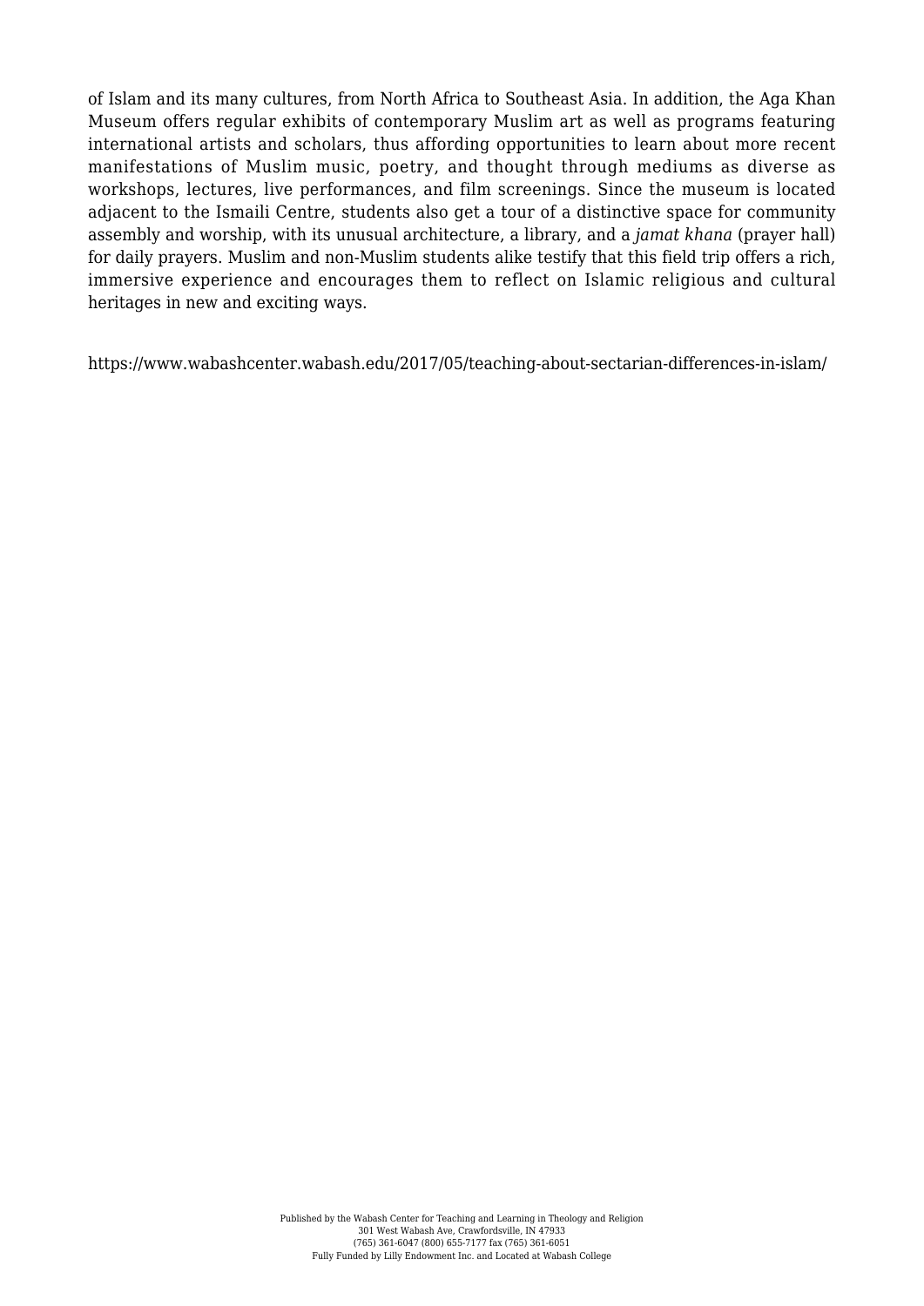of Islam and its many cultures, from North Africa to Southeast Asia. In addition, the Aga Khan Museum offers regular exhibits of contemporary Muslim art as well as programs featuring international artists and scholars, thus affording opportunities to learn about more recent manifestations of Muslim music, poetry, and thought through mediums as diverse as workshops, lectures, live performances, and film screenings. Since the museum is located adjacent to the Ismaili Centre, students also get a tour of a distinctive space for community assembly and worship, with its unusual architecture, a library, and a *jamat khana* (prayer hall) for daily prayers. Muslim and non-Muslim students alike testify that this field trip offers a rich, immersive experience and encourages them to reflect on Islamic religious and cultural heritages in new and exciting ways.

https://www.wabashcenter.wabash.edu/2017/05/teaching-about-sectarian-differences-in-islam/